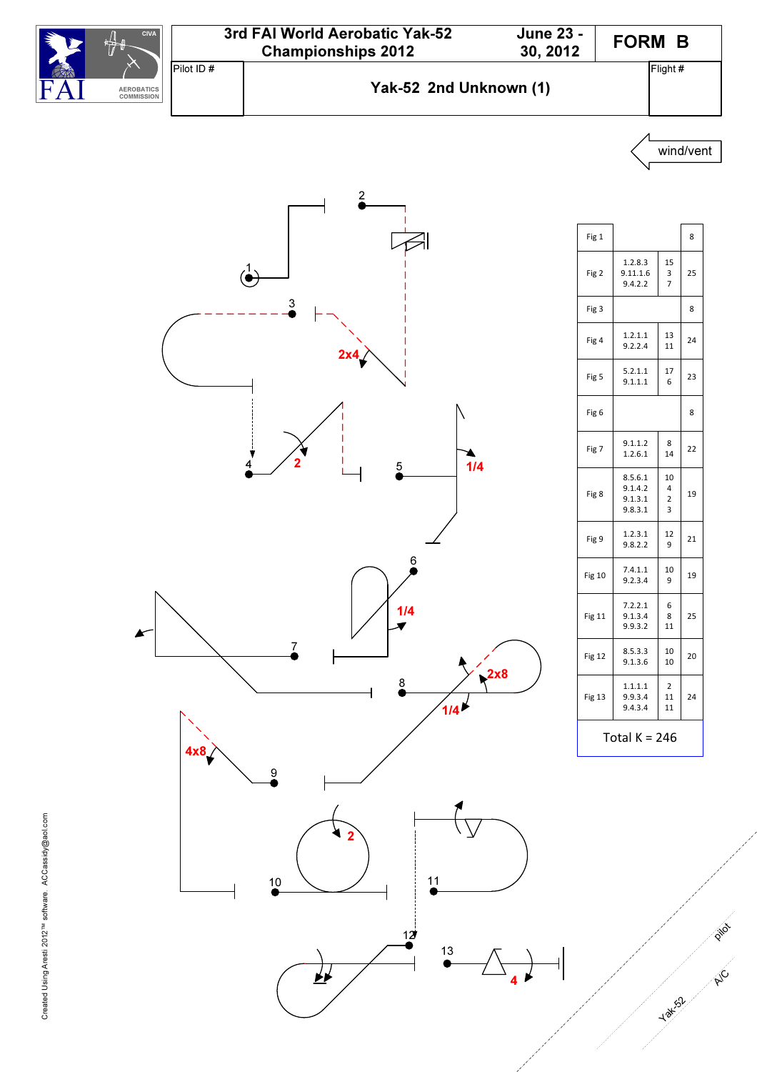# 3rd FAI World Aerobatic Yak-52 Championships 2012

June 23 - 30, 2012

**FORM B**

Pilot ID #

## Yak-52 2nd Unknown (1)

Flight #

wind/vent

| Fig | Catalogue | K | Total |
|---|---|---|---|
| Fig 1 | | | 8 |
| Fig 2 | 1.2.8.3<br>9.11.1.6<br>9.4.2.2 | 15<br>3<br>7 | 25 |
| Fig 3 | | | 8 |
| Fig 4 | 1.2.1.1<br>9.2.2.4 | 13<br>11 | 24 |
| Fig 5 | 5.2.1.1<br>9.1.1.1 | 17<br>6 | 23 |
| Fig 6 | | | 8 |
| Fig 7 | 9.1.1.2<br>1.2.6.1 | 8<br>14 | 22 |
| Fig 8 | 8.5.6.1<br>9.1.4.2<br>9.1.3.1<br>9.8.3.1 | 10<br>4<br>2<br>3 | 19 |
| Fig 9 | 1.2.3.1<br>9.8.2.2 | 12<br>9 | 21 |
| Fig 10 | 7.4.1.1<br>9.2.3.4 | 10<br>9 | 19 |
| Fig 11 | 7.2.2.1<br>9.1.3.4<br>9.9.3.2 | 6<br>8<br>11 | 25 |
| Fig 12 | 8.5.3.3<br>9.1.3.6 | 10<br>10 | 20 |
| Fig 13 | 1.1.1.1<br>9.9.3.4<br>9.4.3.4 | 2<br>11<br>11 | 24 |

Total K = 246

Created Using Aresti 2012™ software ACCassidy@aol.com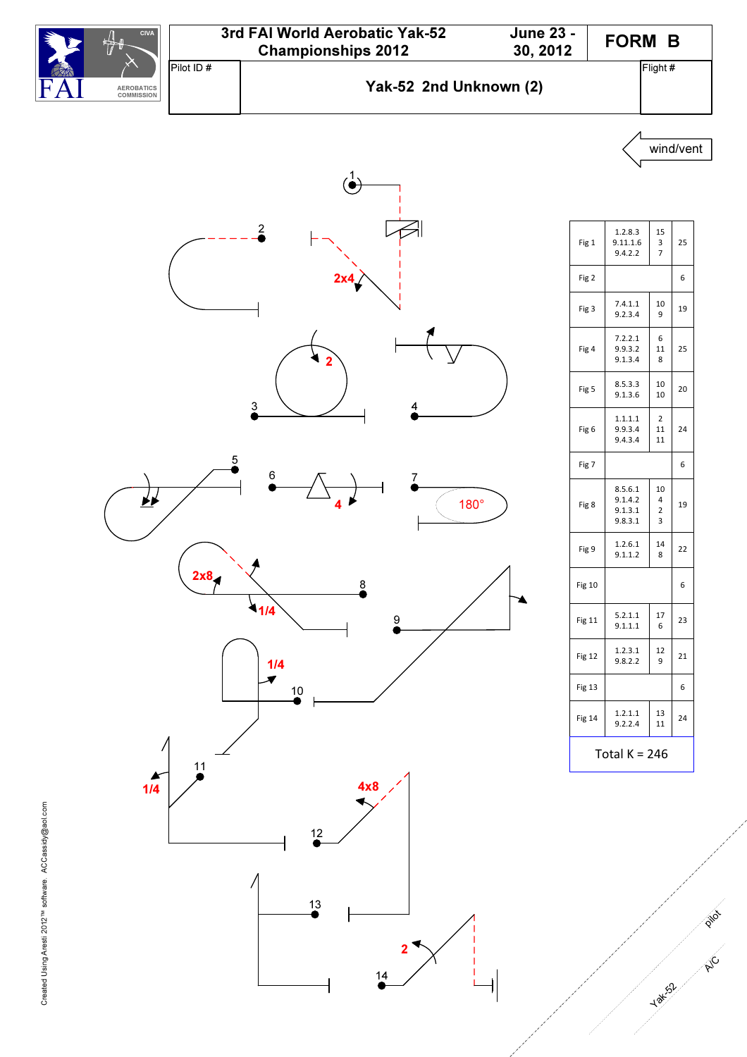# 3rd FAI World Aerobatic Yak-52 Championships 2012

June 23 - 30, 2012

**FORM B**

Pilot ID #

## Yak-52 2nd Unknown (2)

Flight #

wind/vent

| | | | |
|---|---|---|---|
| Fig 1 | 1.2.8.3<br>9.11.1.6<br>9.4.2.2 | 15<br>3<br>7 | 25 |
| Fig 2 | | | 6 |
| Fig 3 | 7.4.1.1<br>9.2.3.4 | 10<br>9 | 19 |
| Fig 4 | 7.2.2.1<br>9.9.3.2<br>9.1.3.4 | 6<br>11<br>8 | 25 |
| Fig 5 | 8.5.3.3<br>9.1.3.6 | 10<br>10 | 20 |
| Fig 6 | 1.1.1.1<br>9.9.3.4<br>9.4.3.4 | 2<br>11<br>11 | 24 |
| Fig 7 | | | 6 |
| Fig 8 | 8.5.6.1<br>9.1.4.2<br>9.1.3.1<br>9.8.3.1 | 10<br>4<br>2<br>3 | 19 |
| Fig 9 | 1.2.6.1<br>9.1.1.2 | 14<br>8 | 22 |
| Fig 10 | | | 6 |
| Fig 11 | 5.2.1.1<br>9.1.1.1 | 17<br>6 | 23 |
| Fig 12 | 1.2.3.1<br>9.8.2.2 | 12<br>9 | 21 |
| Fig 13 | | | 6 |
| Fig 14 | 1.2.1.1<br>9.2.2.4 | 13<br>11 | 24 |

Total K = 246

1 2 2x4 3 2 4 5 6 4 7 180° 2x8 1/4 8 9 1/4 10 1/4 11 4x8 12 13 2 14

pilot A/C Yak-52

Created Using Aresti 2012™ software ACCassidy@aol.com